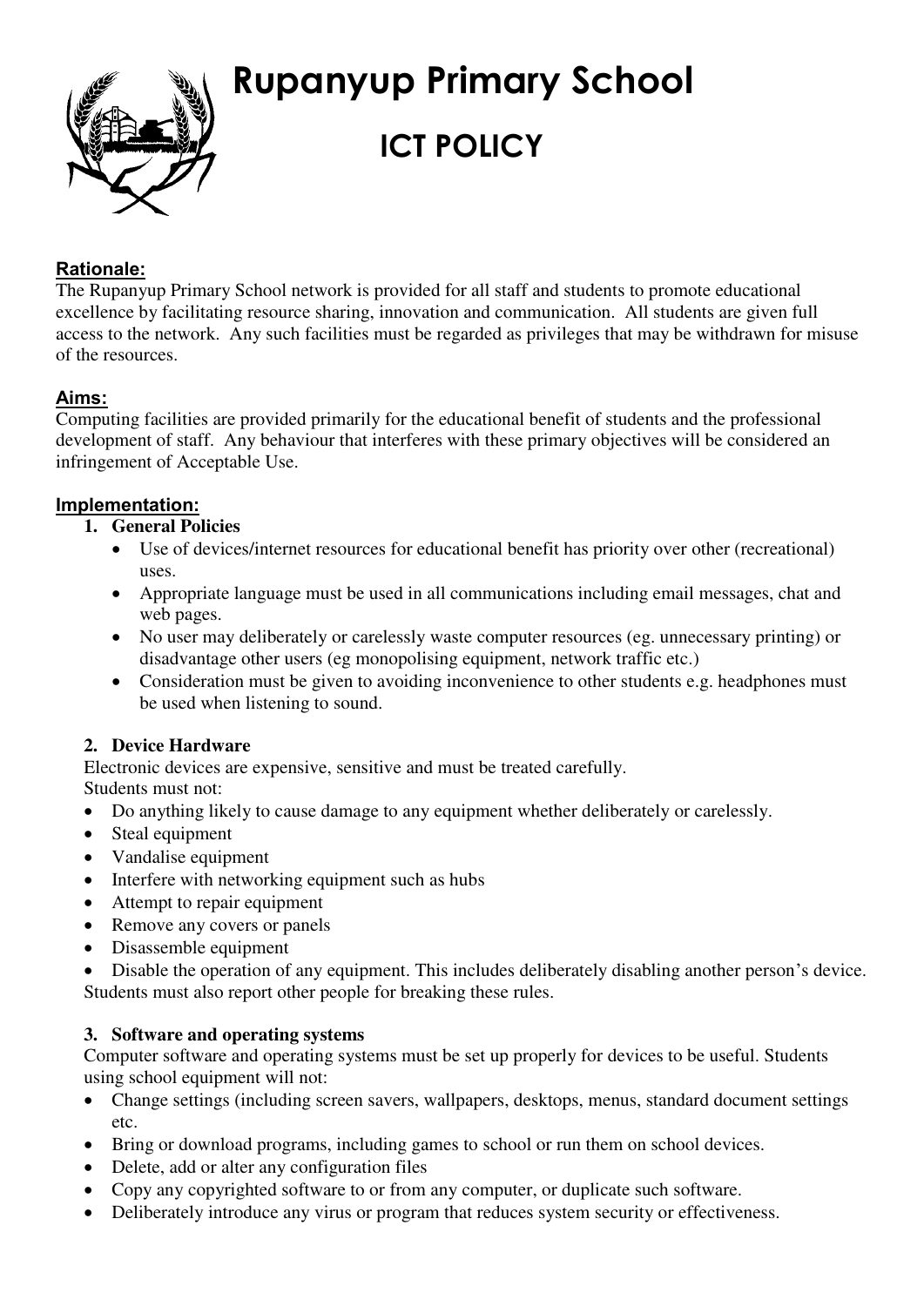# Rupanyup Primary School

## ICT POLICY

### Rationale:

The Rupanyup Primary School network is provided for all staff and students to promote educational excellence by facilitating resource sharing, innovation and communication. All students are given full access to the network. Any such facilities must be regarded as privileges that may be withdrawn for misuse of the resources.

### Aims:

Computing facilities are provided primarily for the educational benefit of students and the professional development of staff. Any behaviour that interferes with these primary objectives will be considered an infringement of Acceptable Use.

### Implementation:

1. **General Policies**
   - Use of devices/internet resources for educational benefit has priority over other (recreational) uses.
   - Appropriate language must be used in all communications including email messages, chat and web pages.
   - No user may deliberately or carelessly waste computer resources (eg. unnecessary printing) or disadvantage other users (eg monopolising equipment, network traffic etc.)
   - Consideration must be given to avoiding inconvenience to other students e.g. headphones must be used when listening to sound.

2. **Device Hardware**

Electronic devices are expensive, sensitive and must be treated carefully.
Students must not:

- Do anything likely to cause damage to any equipment whether deliberately or carelessly.
- Steal equipment
- Vandalise equipment
- Interfere with networking equipment such as hubs
- Attempt to repair equipment
- Remove any covers or panels
- Disassemble equipment
- Disable the operation of any equipment. This includes deliberately disabling another person's device.

Students must also report other people for breaking these rules.

3. **Software and operating systems**

Computer software and operating systems must be set up properly for devices to be useful. Students using school equipment will not:

- Change settings (including screen savers, wallpapers, desktops, menus, standard document settings etc.
- Bring or download programs, including games to school or run them on school devices.
- Delete, add or alter any configuration files
- Copy any copyrighted software to or from any computer, or duplicate such software.
- Deliberately introduce any virus or program that reduces system security or effectiveness.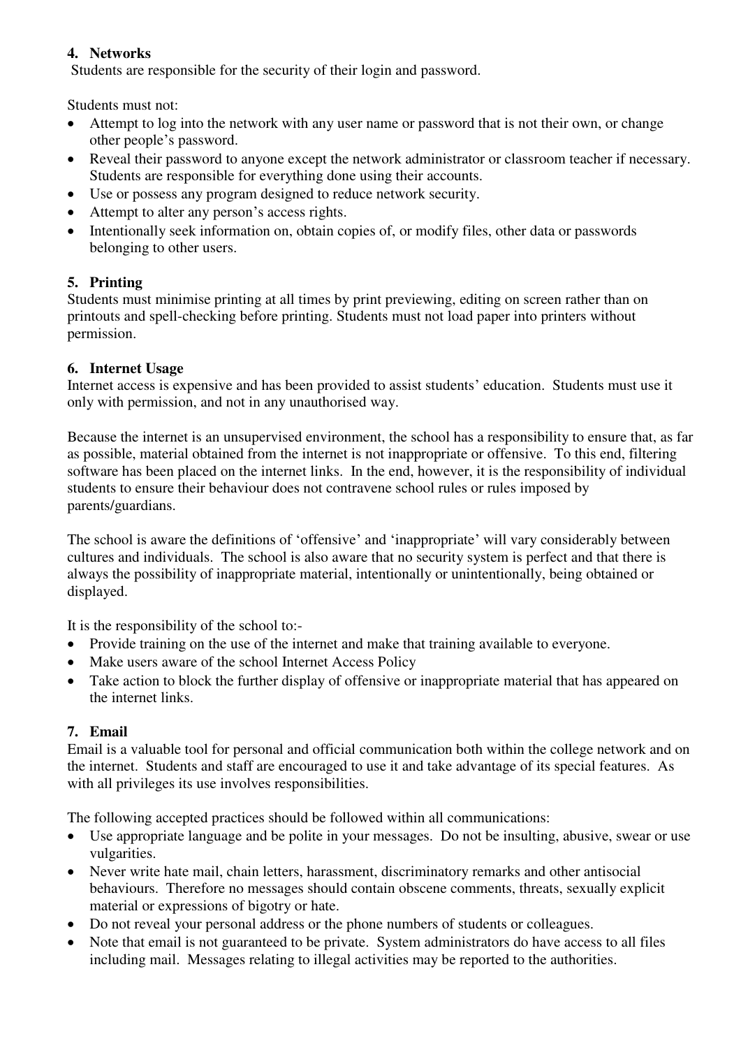## 4. Networks

Students are responsible for the security of their login and password.

Students must not:

- Attempt to log into the network with any user name or password that is not their own, or change other people's password.
- Reveal their password to anyone except the network administrator or classroom teacher if necessary. Students are responsible for everything done using their accounts.
- Use or possess any program designed to reduce network security.
- Attempt to alter any person's access rights.
- Intentionally seek information on, obtain copies of, or modify files, other data or passwords belonging to other users.

## 5. Printing

Students must minimise printing at all times by print previewing, editing on screen rather than on printouts and spell-checking before printing. Students must not load paper into printers without permission.

## 6. Internet Usage

Internet access is expensive and has been provided to assist students' education. Students must use it only with permission, and not in any unauthorised way.

Because the internet is an unsupervised environment, the school has a responsibility to ensure that, as far as possible, material obtained from the internet is not inappropriate or offensive. To this end, filtering software has been placed on the internet links. In the end, however, it is the responsibility of individual students to ensure their behaviour does not contravene school rules or rules imposed by parents/guardians.

The school is aware the definitions of 'offensive' and 'inappropriate' will vary considerably between cultures and individuals. The school is also aware that no security system is perfect and that there is always the possibility of inappropriate material, intentionally or unintentionally, being obtained or displayed.

It is the responsibility of the school to:-

- Provide training on the use of the internet and make that training available to everyone.
- Make users aware of the school Internet Access Policy
- Take action to block the further display of offensive or inappropriate material that has appeared on the internet links.

## 7. Email

Email is a valuable tool for personal and official communication both within the college network and on the internet. Students and staff are encouraged to use it and take advantage of its special features. As with all privileges its use involves responsibilities.

The following accepted practices should be followed within all communications:

- Use appropriate language and be polite in your messages. Do not be insulting, abusive, swear or use vulgarities.
- Never write hate mail, chain letters, harassment, discriminatory remarks and other antisocial behaviours. Therefore no messages should contain obscene comments, threats, sexually explicit material or expressions of bigotry or hate.
- Do not reveal your personal address or the phone numbers of students or colleagues.
- Note that email is not guaranteed to be private. System administrators do have access to all files including mail. Messages relating to illegal activities may be reported to the authorities.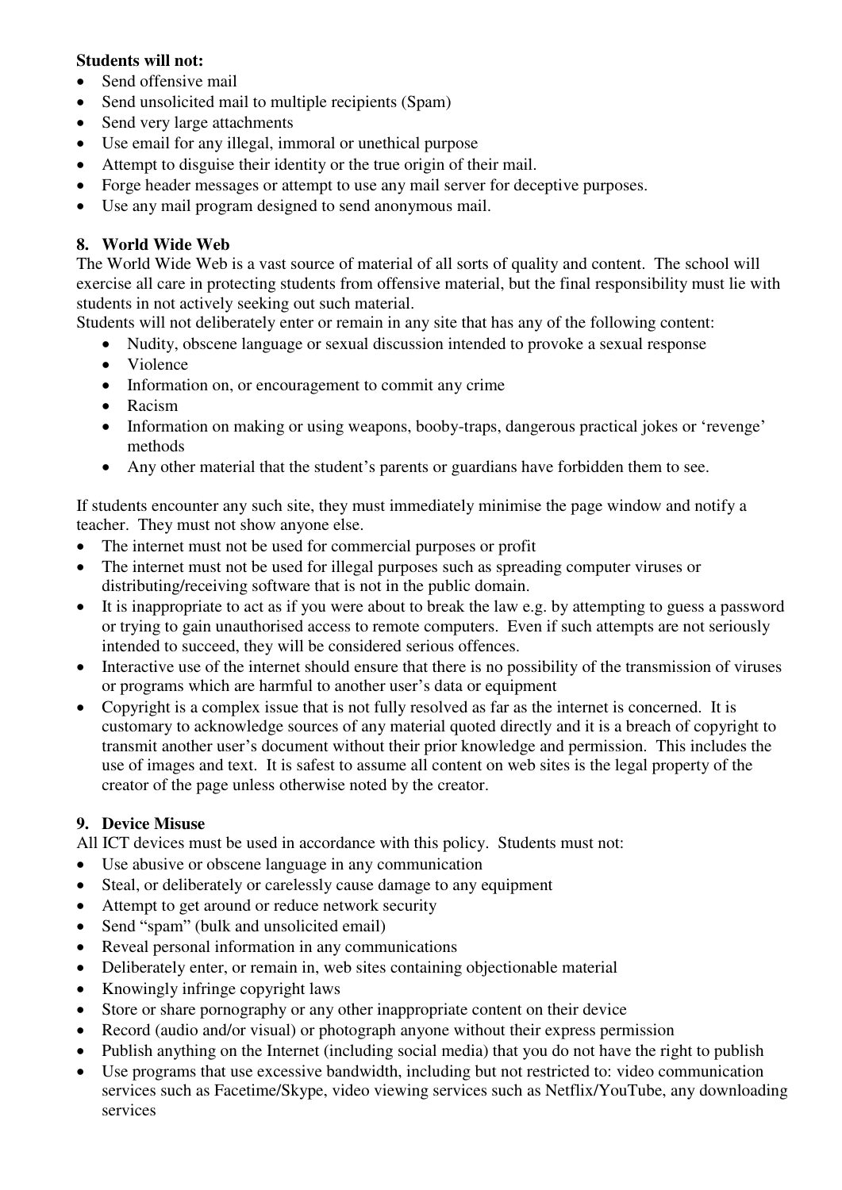**Students will not:**

- Send offensive mail
- Send unsolicited mail to multiple recipients (Spam)
- Send very large attachments
- Use email for any illegal, immoral or unethical purpose
- Attempt to disguise their identity or the true origin of their mail.
- Forge header messages or attempt to use any mail server for deceptive purposes.
- Use any mail program designed to send anonymous mail.

## 8. World Wide Web

The World Wide Web is a vast source of material of all sorts of quality and content. The school will exercise all care in protecting students from offensive material, but the final responsibility must lie with students in not actively seeking out such material.

Students will not deliberately enter or remain in any site that has any of the following content:

- Nudity, obscene language or sexual discussion intended to provoke a sexual response
- Violence
- Information on, or encouragement to commit any crime
- Racism
- Information on making or using weapons, booby-traps, dangerous practical jokes or 'revenge' methods
- Any other material that the student's parents or guardians have forbidden them to see.

If students encounter any such site, they must immediately minimise the page window and notify a teacher. They must not show anyone else.

- The internet must not be used for commercial purposes or profit
- The internet must not be used for illegal purposes such as spreading computer viruses or distributing/receiving software that is not in the public domain.
- It is inappropriate to act as if you were about to break the law e.g. by attempting to guess a password or trying to gain unauthorised access to remote computers. Even if such attempts are not seriously intended to succeed, they will be considered serious offences.
- Interactive use of the internet should ensure that there is no possibility of the transmission of viruses or programs which are harmful to another user's data or equipment
- Copyright is a complex issue that is not fully resolved as far as the internet is concerned. It is customary to acknowledge sources of any material quoted directly and it is a breach of copyright to transmit another user's document without their prior knowledge and permission. This includes the use of images and text. It is safest to assume all content on web sites is the legal property of the creator of the page unless otherwise noted by the creator.

## 9. Device Misuse

All ICT devices must be used in accordance with this policy. Students must not:

- Use abusive or obscene language in any communication
- Steal, or deliberately or carelessly cause damage to any equipment
- Attempt to get around or reduce network security
- Send "spam" (bulk and unsolicited email)
- Reveal personal information in any communications
- Deliberately enter, or remain in, web sites containing objectionable material
- Knowingly infringe copyright laws
- Store or share pornography or any other inappropriate content on their device
- Record (audio and/or visual) or photograph anyone without their express permission
- Publish anything on the Internet (including social media) that you do not have the right to publish
- Use programs that use excessive bandwidth, including but not restricted to: video communication services such as Facetime/Skype, video viewing services such as Netflix/YouTube, any downloading services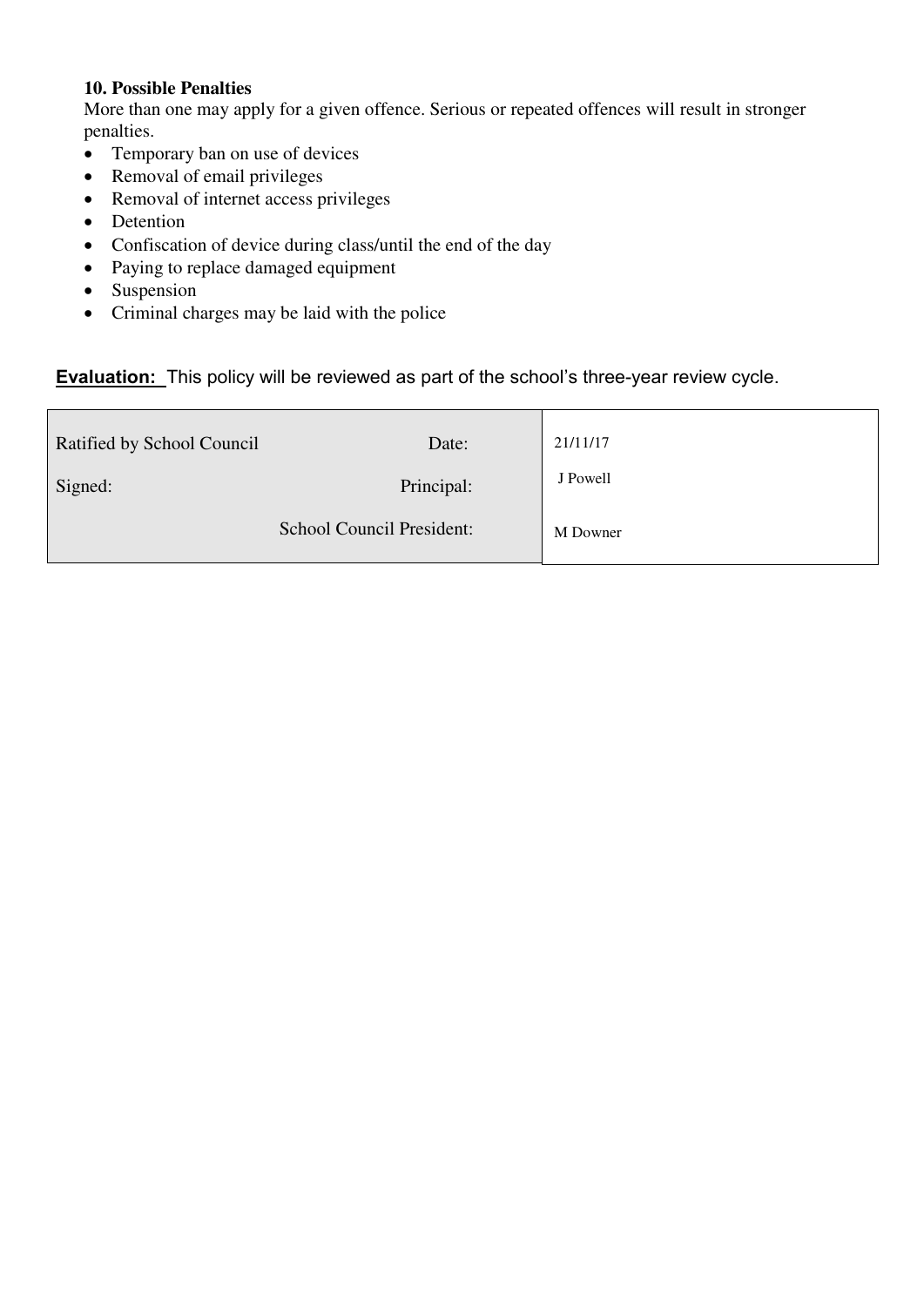**10. Possible Penalties**

More than one may apply for a given offence. Serious or repeated offences will result in stronger penalties.

- Temporary ban on use of devices
- Removal of email privileges
- Removal of internet access privileges
- Detention
- Confiscation of device during class/until the end of the day
- Paying to replace damaged equipment
- Suspension
- Criminal charges may be laid with the police

**Evaluation:** This policy will be reviewed as part of the school's three-year review cycle.

| Ratified by School Council | Date: | 21/11/17 |
|---|---|---|
| Signed: | Principal: | J Powell |
| | School Council President: | M Downer |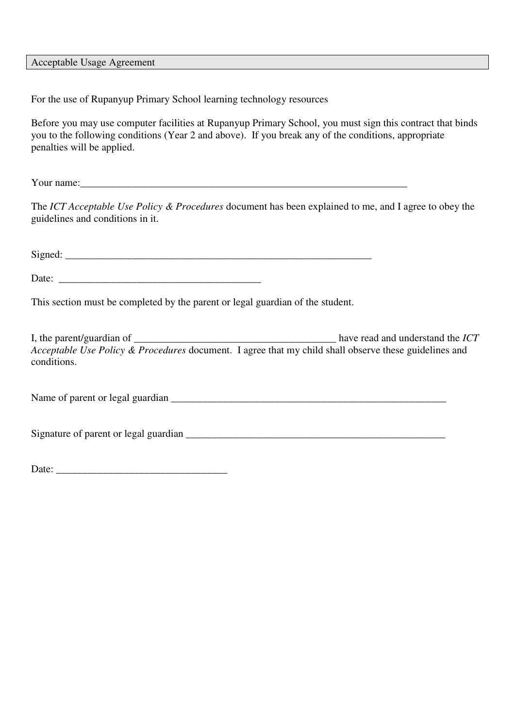## Acceptable Usage Agreement

For the use of Rupanyup Primary School learning technology resources

Before you may use computer facilities at Rupanyup Primary School, you must sign this contract that binds you to the following conditions (Year 2 and above). If you break any of the conditions, appropriate penalties will be applied.

Your name:_________________________________________________________________

The *ICT Acceptable Use Policy & Procedures* document has been explained to me, and I agree to obey the guidelines and conditions in it.

Signed: ____________________________________________________________

Date: _______________________________________

This section must be completed by the parent or legal guardian of the student.

I, the parent/guardian of ______________________________________ have read and understand the *ICT Acceptable Use Policy & Procedures* document. I agree that my child shall observe these guidelines and conditions.

Name of parent or legal guardian ______________________________________________________

Signature of parent or legal guardian ___________________________________________________

Date: _________________________________